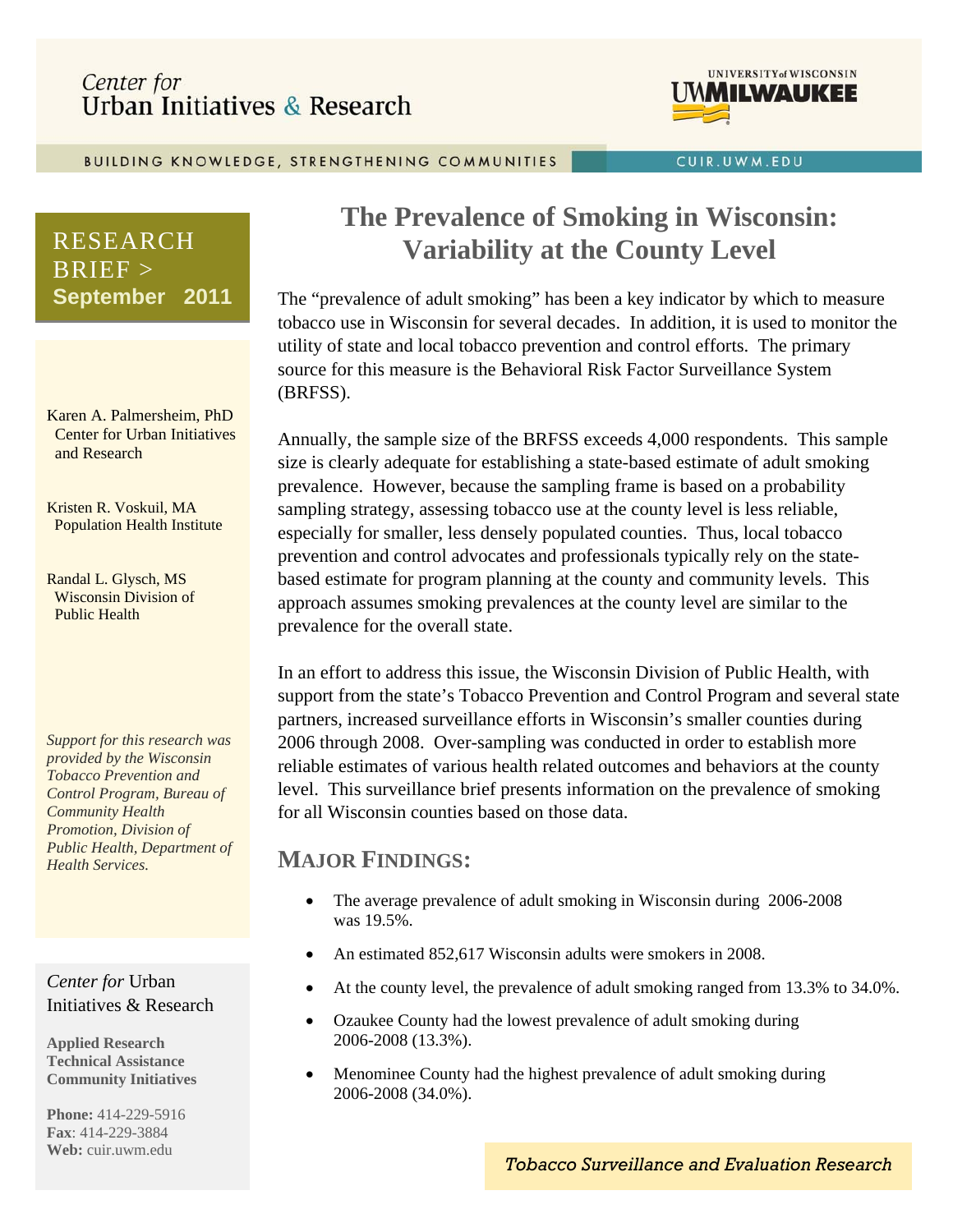Center for Urban Initiatives & Research

UNIVERSITY of WISCONSIN UWMILWAUKEE

BUILDING KNOWLEDGE, STRENGTHENING COMMUNITIES | CUIR.UWM.EDU

RESEARCH BRIEF > **September 2011**

Karen A. Palmersheim, PhD
Center for Urban Initiatives and Research

Kristen R. Voskuil, MA
Population Health Institute

Randal L. Glysch, MS
Wisconsin Division of Public Health

*Support for this research was provided by the Wisconsin Tobacco Prevention and Control Program, Bureau of Community Health Promotion, Division of Public Health, Department of Health Services.*

*Center for* Urban Initiatives & Research

**Applied Research**
**Technical Assistance**
**Community Initiatives**

**Phone:** 414-229-5916
**Fax**: 414-229-3884
**Web:** cuir.uwm.edu

# The Prevalence of Smoking in Wisconsin: Variability at the County Level

The "prevalence of adult smoking" has been a key indicator by which to measure tobacco use in Wisconsin for several decades. In addition, it is used to monitor the utility of state and local tobacco prevention and control efforts. The primary source for this measure is the Behavioral Risk Factor Surveillance System (BRFSS).

Annually, the sample size of the BRFSS exceeds 4,000 respondents. This sample size is clearly adequate for establishing a state-based estimate of adult smoking prevalence. However, because the sampling frame is based on a probability sampling strategy, assessing tobacco use at the county level is less reliable, especially for smaller, less densely populated counties. Thus, local tobacco prevention and control advocates and professionals typically rely on the state-based estimate for program planning at the county and community levels. This approach assumes smoking prevalences at the county level are similar to the prevalence for the overall state.

In an effort to address this issue, the Wisconsin Division of Public Health, with support from the state's Tobacco Prevention and Control Program and several state partners, increased surveillance efforts in Wisconsin's smaller counties during 2006 through 2008. Over-sampling was conducted in order to establish more reliable estimates of various health related outcomes and behaviors at the county level. This surveillance brief presents information on the prevalence of smoking for all Wisconsin counties based on those data.

## MAJOR FINDINGS:

- The average prevalence of adult smoking in Wisconsin during 2006-2008 was 19.5%.
- An estimated 852,617 Wisconsin adults were smokers in 2008.
- At the county level, the prevalence of adult smoking ranged from 13.3% to 34.0%.
- Ozaukee County had the lowest prevalence of adult smoking during 2006-2008 (13.3%).
- Menominee County had the highest prevalence of adult smoking during 2006-2008 (34.0%).

*Tobacco Surveillance and Evaluation Research*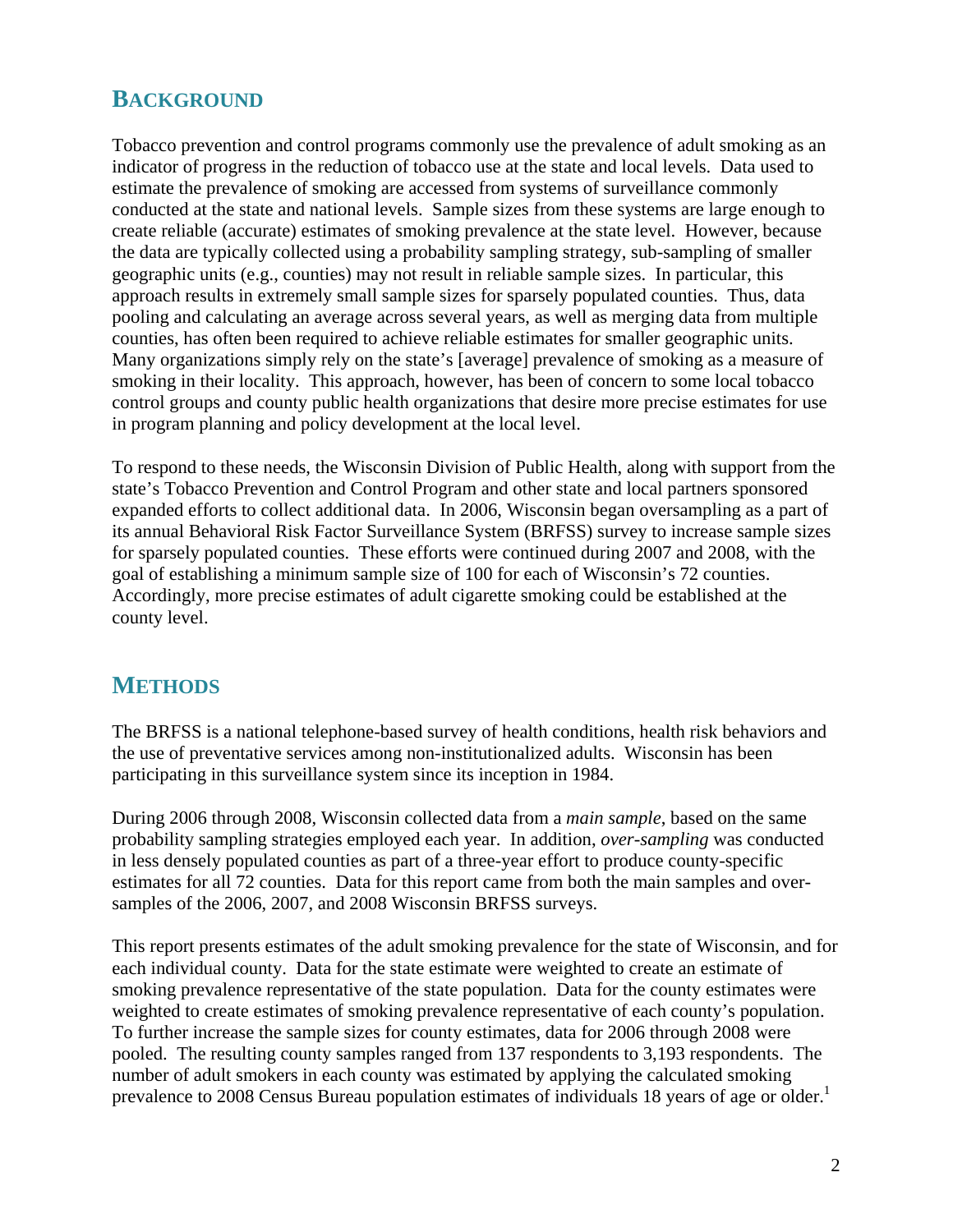## BACKGROUND

Tobacco prevention and control programs commonly use the prevalence of adult smoking as an indicator of progress in the reduction of tobacco use at the state and local levels. Data used to estimate the prevalence of smoking are accessed from systems of surveillance commonly conducted at the state and national levels. Sample sizes from these systems are large enough to create reliable (accurate) estimates of smoking prevalence at the state level. However, because the data are typically collected using a probability sampling strategy, sub-sampling of smaller geographic units (e.g., counties) may not result in reliable sample sizes. In particular, this approach results in extremely small sample sizes for sparsely populated counties. Thus, data pooling and calculating an average across several years, as well as merging data from multiple counties, has often been required to achieve reliable estimates for smaller geographic units. Many organizations simply rely on the state's [average] prevalence of smoking as a measure of smoking in their locality. This approach, however, has been of concern to some local tobacco control groups and county public health organizations that desire more precise estimates for use in program planning and policy development at the local level.

To respond to these needs, the Wisconsin Division of Public Health, along with support from the state's Tobacco Prevention and Control Program and other state and local partners sponsored expanded efforts to collect additional data. In 2006, Wisconsin began oversampling as a part of its annual Behavioral Risk Factor Surveillance System (BRFSS) survey to increase sample sizes for sparsely populated counties. These efforts were continued during 2007 and 2008, with the goal of establishing a minimum sample size of 100 for each of Wisconsin's 72 counties. Accordingly, more precise estimates of adult cigarette smoking could be established at the county level.

## METHODS

The BRFSS is a national telephone-based survey of health conditions, health risk behaviors and the use of preventative services among non-institutionalized adults. Wisconsin has been participating in this surveillance system since its inception in 1984.

During 2006 through 2008, Wisconsin collected data from a *main sample*, based on the same probability sampling strategies employed each year. In addition, *over-sampling* was conducted in less densely populated counties as part of a three-year effort to produce county-specific estimates for all 72 counties. Data for this report came from both the main samples and over-samples of the 2006, 2007, and 2008 Wisconsin BRFSS surveys.

This report presents estimates of the adult smoking prevalence for the state of Wisconsin, and for each individual county. Data for the state estimate were weighted to create an estimate of smoking prevalence representative of the state population. Data for the county estimates were weighted to create estimates of smoking prevalence representative of each county's population. To further increase the sample sizes for county estimates, data for 2006 through 2008 were pooled. The resulting county samples ranged from 137 respondents to 3,193 respondents. The number of adult smokers in each county was estimated by applying the calculated smoking prevalence to 2008 Census Bureau population estimates of individuals 18 years of age or older.[1]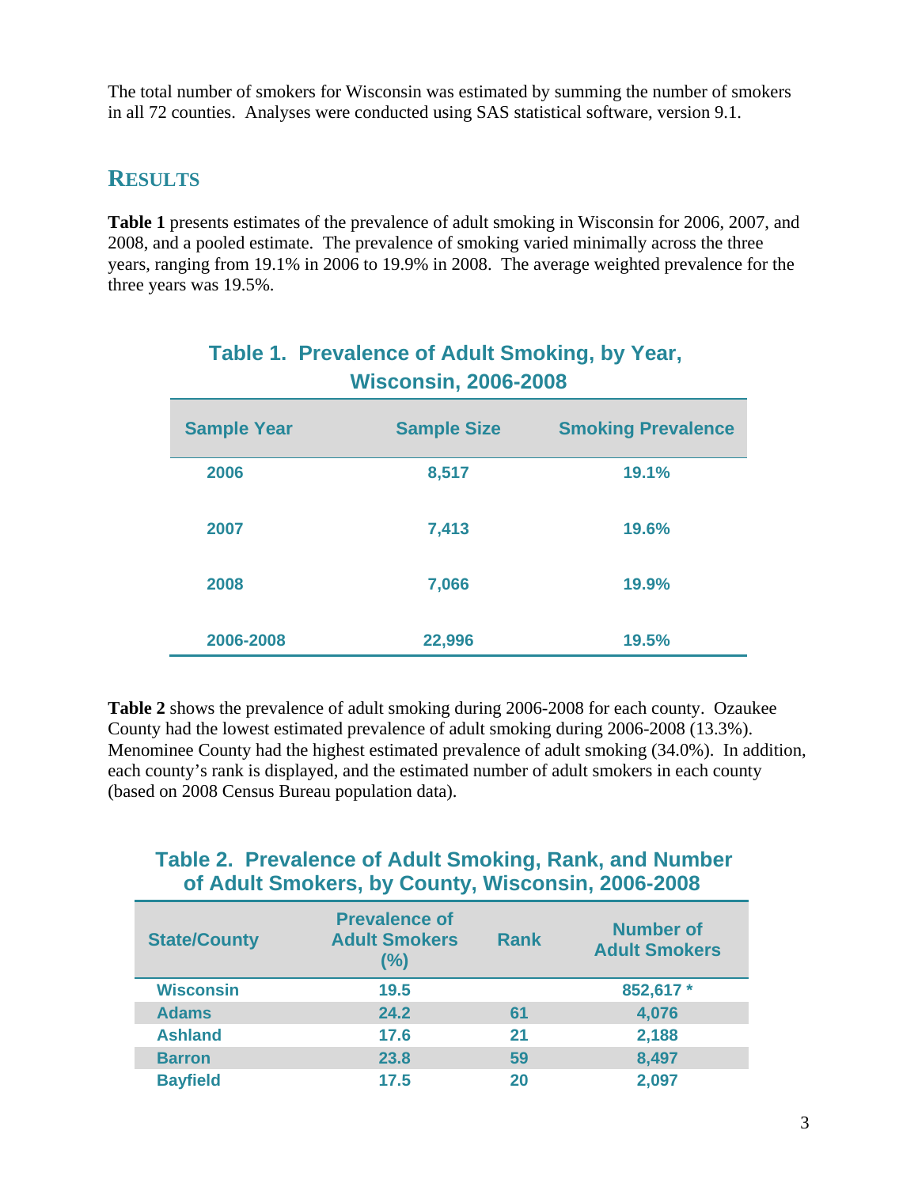The total number of smokers for Wisconsin was estimated by summing the number of smokers in all 72 counties. Analyses were conducted using SAS statistical software, version 9.1.

## RESULTS

**Table 1** presents estimates of the prevalence of adult smoking in Wisconsin for 2006, 2007, and 2008, and a pooled estimate. The prevalence of smoking varied minimally across the three years, ranging from 19.1% in 2006 to 19.9% in 2008. The average weighted prevalence for the three years was 19.5%.

### Table 1. Prevalence of Adult Smoking, by Year, Wisconsin, 2006-2008

| Sample Year | Sample Size | Smoking Prevalence |
|---|---|---|
| 2006 | 8,517 | 19.1% |
| 2007 | 7,413 | 19.6% |
| 2008 | 7,066 | 19.9% |
| 2006-2008 | 22,996 | 19.5% |

**Table 2** shows the prevalence of adult smoking during 2006-2008 for each county. Ozaukee County had the lowest estimated prevalence of adult smoking during 2006-2008 (13.3%). Menominee County had the highest estimated prevalence of adult smoking (34.0%). In addition, each county's rank is displayed, and the estimated number of adult smokers in each county (based on 2008 Census Bureau population data).

### Table 2. Prevalence of Adult Smoking, Rank, and Number of Adult Smokers, by County, Wisconsin, 2006-2008

| State/County | Prevalence of Adult Smokers (%) | Rank | Number of Adult Smokers |
|---|---|---|---|
| Wisconsin | 19.5 | | 852,617 * |
| Adams | 24.2 | 61 | 4,076 |
| Ashland | 17.6 | 21 | 2,188 |
| Barron | 23.8 | 59 | 8,497 |
| Bayfield | 17.5 | 20 | 2,097 |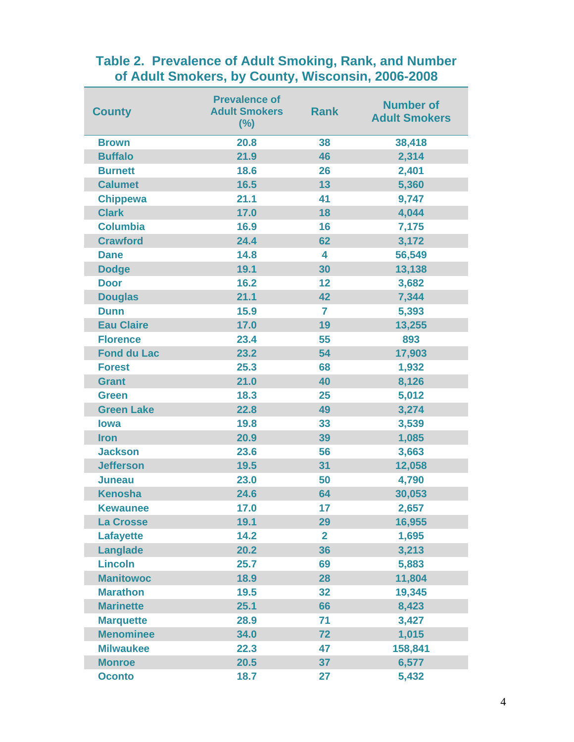## Table 2. Prevalence of Adult Smoking, Rank, and Number of Adult Smokers, by County, Wisconsin, 2006-2008

| County | Prevalence of Adult Smokers (%) | Rank | Number of Adult Smokers |
|---|---|---|---|
| Brown | 20.8 | 38 | 38,418 |
| Buffalo | 21.9 | 46 | 2,314 |
| Burnett | 18.6 | 26 | 2,401 |
| Calumet | 16.5 | 13 | 5,360 |
| Chippewa | 21.1 | 41 | 9,747 |
| Clark | 17.0 | 18 | 4,044 |
| Columbia | 16.9 | 16 | 7,175 |
| Crawford | 24.4 | 62 | 3,172 |
| Dane | 14.8 | 4 | 56,549 |
| Dodge | 19.1 | 30 | 13,138 |
| Door | 16.2 | 12 | 3,682 |
| Douglas | 21.1 | 42 | 7,344 |
| Dunn | 15.9 | 7 | 5,393 |
| Eau Claire | 17.0 | 19 | 13,255 |
| Florence | 23.4 | 55 | 893 |
| Fond du Lac | 23.2 | 54 | 17,903 |
| Forest | 25.3 | 68 | 1,932 |
| Grant | 21.0 | 40 | 8,126 |
| Green | 18.3 | 25 | 5,012 |
| Green Lake | 22.8 | 49 | 3,274 |
| Iowa | 19.8 | 33 | 3,539 |
| Iron | 20.9 | 39 | 1,085 |
| Jackson | 23.6 | 56 | 3,663 |
| Jefferson | 19.5 | 31 | 12,058 |
| Juneau | 23.0 | 50 | 4,790 |
| Kenosha | 24.6 | 64 | 30,053 |
| Kewaunee | 17.0 | 17 | 2,657 |
| La Crosse | 19.1 | 29 | 16,955 |
| Lafayette | 14.2 | 2 | 1,695 |
| Langlade | 20.2 | 36 | 3,213 |
| Lincoln | 25.7 | 69 | 5,883 |
| Manitowoc | 18.9 | 28 | 11,804 |
| Marathon | 19.5 | 32 | 19,345 |
| Marinette | 25.1 | 66 | 8,423 |
| Marquette | 28.9 | 71 | 3,427 |
| Menominee | 34.0 | 72 | 1,015 |
| Milwaukee | 22.3 | 47 | 158,841 |
| Monroe | 20.5 | 37 | 6,577 |
| Oconto | 18.7 | 27 | 5,432 |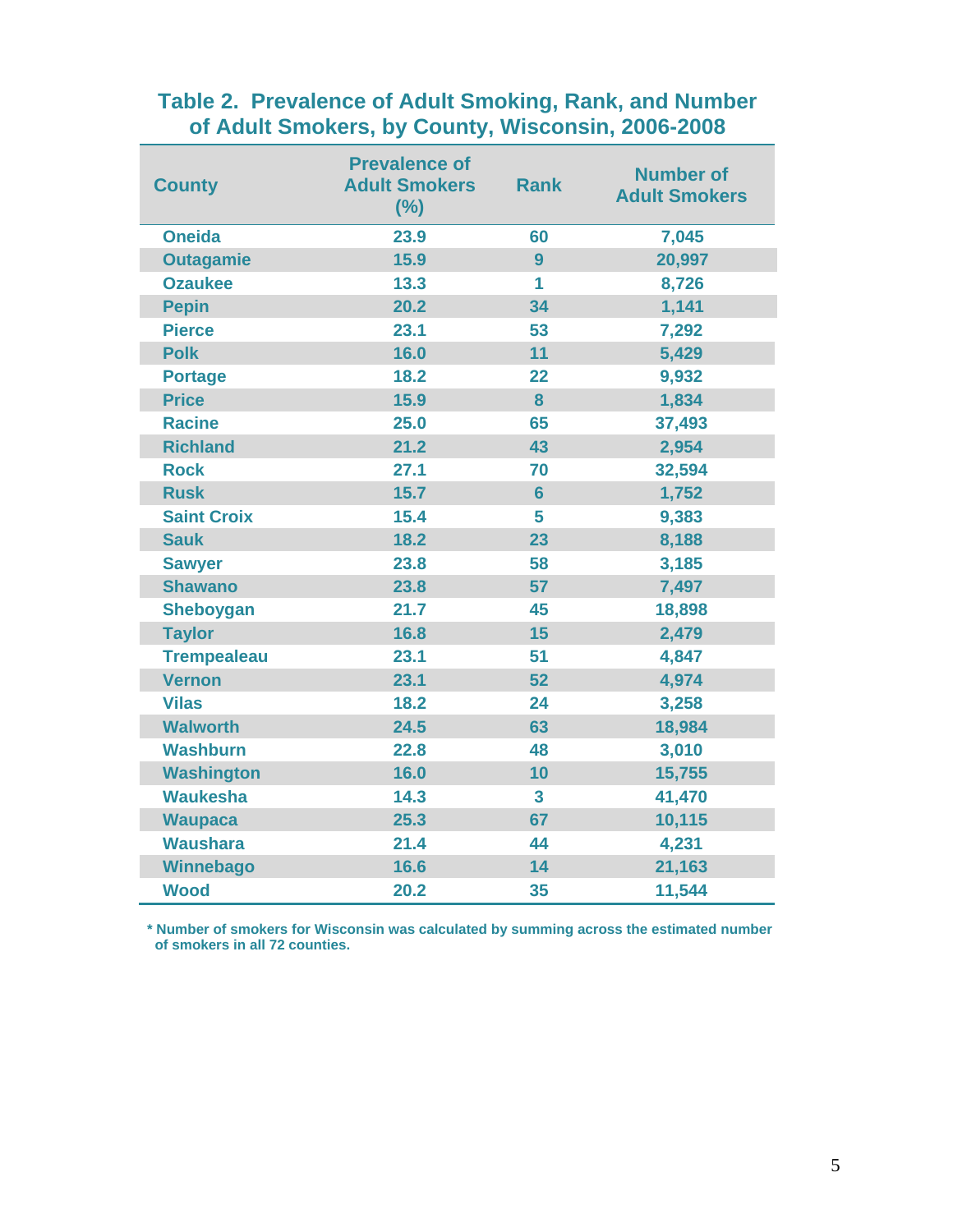## Table 2. Prevalence of Adult Smoking, Rank, and Number of Adult Smokers, by County, Wisconsin, 2006-2008

| County | Prevalence of Adult Smokers (%) | Rank | Number of Adult Smokers |
|---|---|---|---|
| Oneida | 23.9 | 60 | 7,045 |
| Outagamie | 15.9 | 9 | 20,997 |
| Ozaukee | 13.3 | 1 | 8,726 |
| Pepin | 20.2 | 34 | 1,141 |
| Pierce | 23.1 | 53 | 7,292 |
| Polk | 16.0 | 11 | 5,429 |
| Portage | 18.2 | 22 | 9,932 |
| Price | 15.9 | 8 | 1,834 |
| Racine | 25.0 | 65 | 37,493 |
| Richland | 21.2 | 43 | 2,954 |
| Rock | 27.1 | 70 | 32,594 |
| Rusk | 15.7 | 6 | 1,752 |
| Saint Croix | 15.4 | 5 | 9,383 |
| Sauk | 18.2 | 23 | 8,188 |
| Sawyer | 23.8 | 58 | 3,185 |
| Shawano | 23.8 | 57 | 7,497 |
| Sheboygan | 21.7 | 45 | 18,898 |
| Taylor | 16.8 | 15 | 2,479 |
| Trempealeau | 23.1 | 51 | 4,847 |
| Vernon | 23.1 | 52 | 4,974 |
| Vilas | 18.2 | 24 | 3,258 |
| Walworth | 24.5 | 63 | 18,984 |
| Washburn | 22.8 | 48 | 3,010 |
| Washington | 16.0 | 10 | 15,755 |
| Waukesha | 14.3 | 3 | 41,470 |
| Waupaca | 25.3 | 67 | 10,115 |
| Waushara | 21.4 | 44 | 4,231 |
| Winnebago | 16.6 | 14 | 21,163 |
| Wood | 20.2 | 35 | 11,544 |

* Number of smokers for Wisconsin was calculated by summing across the estimated number of smokers in all 72 counties.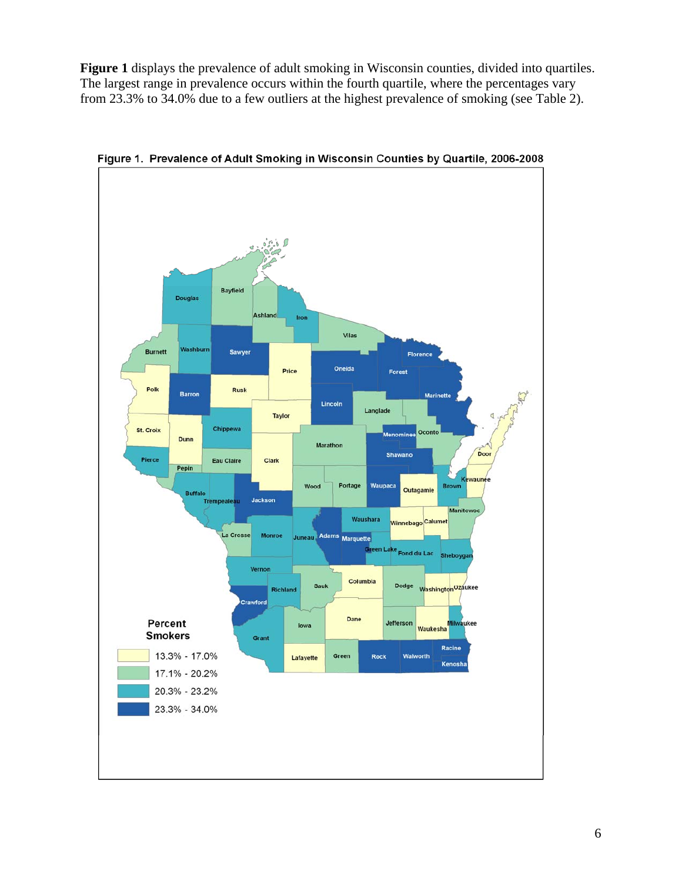**Figure 1** displays the prevalence of adult smoking in Wisconsin counties, divided into quartiles. The largest range in prevalence occurs within the fourth quartile, where the percentages vary from 23.3% to 34.0% due to a few outliers at the highest prevalence of smoking (see Table 2).

**Figure 1. Prevalence of Adult Smoking in Wisconsin Counties by Quartile, 2006-2008**

Percent Smokers

- 13.3% - 17.0%
- 17.1% - 20.2%
- 20.3% - 23.2%
- 23.3% - 34.0%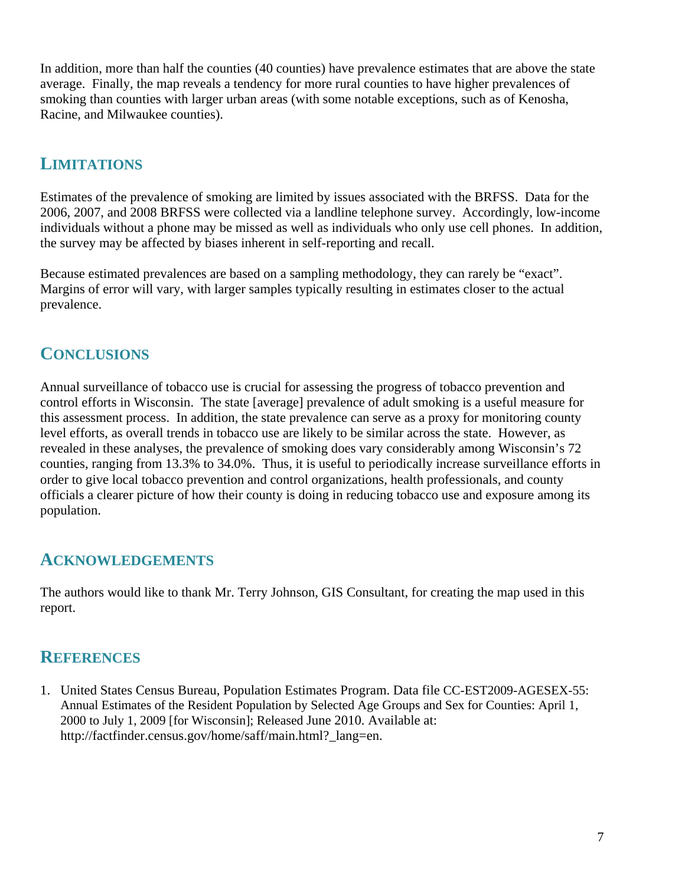In addition, more than half the counties (40 counties) have prevalence estimates that are above the state average. Finally, the map reveals a tendency for more rural counties to have higher prevalences of smoking than counties with larger urban areas (with some notable exceptions, such as of Kenosha, Racine, and Milwaukee counties).

## LIMITATIONS

Estimates of the prevalence of smoking are limited by issues associated with the BRFSS. Data for the 2006, 2007, and 2008 BRFSS were collected via a landline telephone survey. Accordingly, low-income individuals without a phone may be missed as well as individuals who only use cell phones. In addition, the survey may be affected by biases inherent in self-reporting and recall.

Because estimated prevalences are based on a sampling methodology, they can rarely be "exact". Margins of error will vary, with larger samples typically resulting in estimates closer to the actual prevalence.

## CONCLUSIONS

Annual surveillance of tobacco use is crucial for assessing the progress of tobacco prevention and control efforts in Wisconsin. The state [average] prevalence of adult smoking is a useful measure for this assessment process. In addition, the state prevalence can serve as a proxy for monitoring county level efforts, as overall trends in tobacco use are likely to be similar across the state. However, as revealed in these analyses, the prevalence of smoking does vary considerably among Wisconsin's 72 counties, ranging from 13.3% to 34.0%. Thus, it is useful to periodically increase surveillance efforts in order to give local tobacco prevention and control organizations, health professionals, and county officials a clearer picture of how their county is doing in reducing tobacco use and exposure among its population.

## ACKNOWLEDGEMENTS

The authors would like to thank Mr. Terry Johnson, GIS Consultant, for creating the map used in this report.

## REFERENCES

1. United States Census Bureau, Population Estimates Program. Data file CC-EST2009-AGESEX-55: Annual Estimates of the Resident Population by Selected Age Groups and Sex for Counties: April 1, 2000 to July 1, 2009 [for Wisconsin]; Released June 2010. Available at: http://factfinder.census.gov/home/saff/main.html?_lang=en.